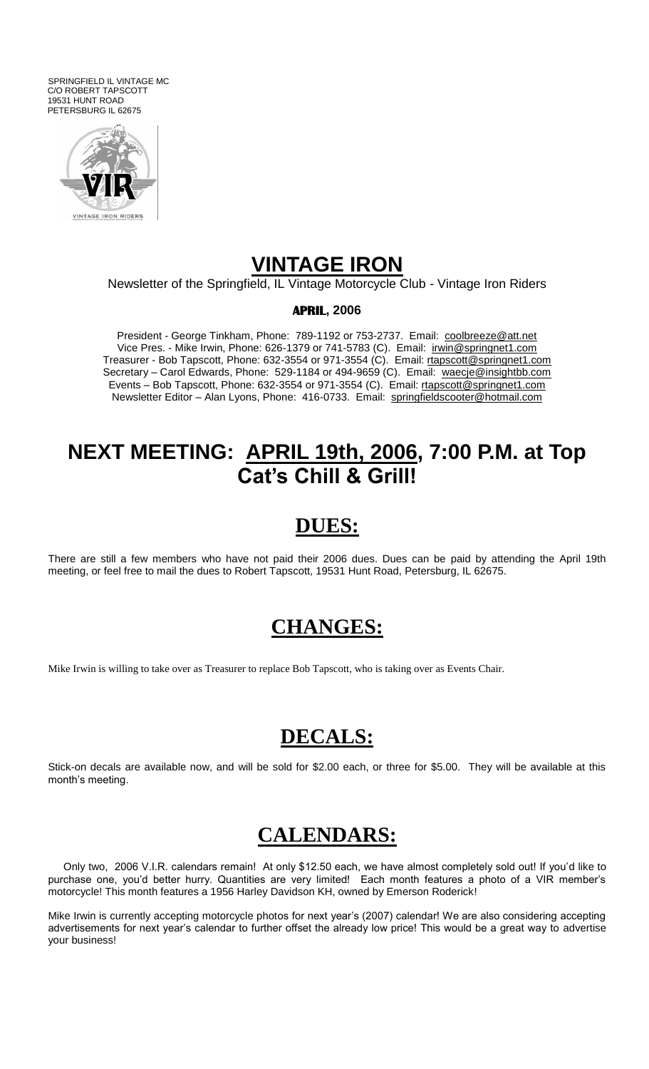SPRINGFIELD IL VINTAGE MC
C/O ROBERT TAPSCOTT
19531 HUNT ROAD
PETERSBURG IL 62675

# VINTAGE IRON

Newsletter of the Springfield, IL Vintage Motorcycle Club - Vintage Iron Riders

**APRIL, 2006**

President - George Tinkham, Phone: 789-1192 or 753-2737. Email: coolbreeze@att.net
Vice Pres. - Mike Irwin, Phone: 626-1379 or 741-5783 (C). Email: irwin@springnet1.com
Treasurer - Bob Tapscott, Phone: 632-3554 or 971-3554 (C). Email: rtapscott@springnet1.com
Secretary – Carol Edwards, Phone: 529-1184 or 494-9659 (C). Email: waecje@insightbb.com
Events – Bob Tapscott, Phone: 632-3554 or 971-3554 (C). Email: rtapscott@springnet1.com
Newsletter Editor – Alan Lyons, Phone: 416-0733. Email: springfieldscooter@hotmail.com

# NEXT MEETING: APRIL 19th, 2006, 7:00 P.M. at Top Cat's Chill & Grill!

## DUES:

There are still a few members who have not paid their 2006 dues. Dues can be paid by attending the April 19th meeting, or feel free to mail the dues to Robert Tapscott, 19531 Hunt Road, Petersburg, IL 62675.

## CHANGES:

Mike Irwin is willing to take over as Treasurer to replace Bob Tapscott, who is taking over as Events Chair.

## DECALS:

Stick-on decals are available now, and will be sold for $2.00 each, or three for $5.00. They will be available at this month's meeting.

## CALENDARS:

Only two, 2006 V.I.R. calendars remain! At only $12.50 each, we have almost completely sold out! If you'd like to purchase one, you'd better hurry. Quantities are very limited! Each month features a photo of a VIR member's motorcycle! This month features a 1956 Harley Davidson KH, owned by Emerson Roderick!

Mike Irwin is currently accepting motorcycle photos for next year's (2007) calendar! We are also considering accepting advertisements for next year's calendar to further offset the already low price! This would be a great way to advertise your business!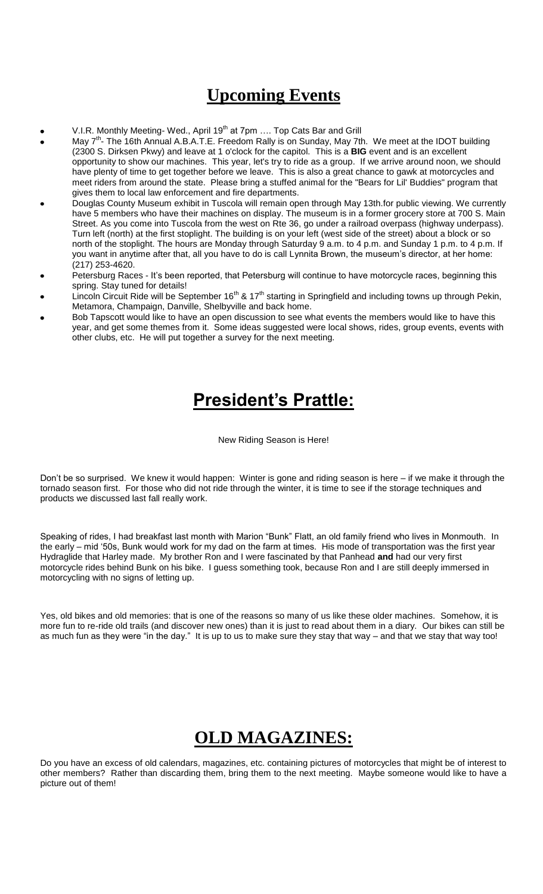## Upcoming Events

- V.I.R. Monthly Meeting- Wed., April 19th at 7pm …. Top Cats Bar and Grill
- May 7th- The 16th Annual A.B.A.T.E. Freedom Rally is on Sunday, May 7th. We meet at the IDOT building (2300 S. Dirksen Pkwy) and leave at 1 o'clock for the capitol. This is a **BIG** event and is an excellent opportunity to show our machines. This year, let's try to ride as a group. If we arrive around noon, we should have plenty of time to get together before we leave. This is also a great chance to gawk at motorcycles and meet riders from around the state. Please bring a stuffed animal for the "Bears for Lil' Buddies" program that gives them to local law enforcement and fire departments.
- Douglas County Museum exhibit in Tuscola will remain open through May 13th.for public viewing. We currently have 5 members who have their machines on display. The museum is in a former grocery store at 700 S. Main Street. As you come into Tuscola from the west on Rte 36, go under a railroad overpass (highway underpass). Turn left (north) at the first stoplight. The building is on your left (west side of the street) about a block or so north of the stoplight. The hours are Monday through Saturday 9 a.m. to 4 p.m. and Sunday 1 p.m. to 4 p.m. If you want in anytime after that, all you have to do is call Lynnita Brown, the museum's director, at her home: (217) 253-4620.
- Petersburg Races - It's been reported, that Petersburg will continue to have motorcycle races, beginning this spring. Stay tuned for details!
- Lincoln Circuit Ride will be September 16th & 17th starting in Springfield and including towns up through Pekin, Metamora, Champaign, Danville, Shelbyville and back home.
- Bob Tapscott would like to have an open discussion to see what events the members would like to have this year, and get some themes from it. Some ideas suggested were local shows, rides, group events, events with other clubs, etc. He will put together a survey for the next meeting.

## President's Prattle:

New Riding Season is Here!

Don't be so surprised. We knew it would happen: Winter is gone and riding season is here – if we make it through the tornado season first. For those who did not ride through the winter, it is time to see if the storage techniques and products we discussed last fall really work.

Speaking of rides, I had breakfast last month with Marion "Bunk" Flatt, an old family friend who lives in Monmouth. In the early – mid '50s, Bunk would work for my dad on the farm at times. His mode of transportation was the first year Hydraglide that Harley made. My brother Ron and I were fascinated by that Panhead **and** had our very first motorcycle rides behind Bunk on his bike. I guess something took, because Ron and I are still deeply immersed in motorcycling with no signs of letting up.

Yes, old bikes and old memories: that is one of the reasons so many of us like these older machines. Somehow, it is more fun to re-ride old trails (and discover new ones) than it is just to read about them in a diary. Our bikes can still be as much fun as they were "in the day." It is up to us to make sure they stay that way – and that we stay that way too!

## OLD MAGAZINES:

Do you have an excess of old calendars, magazines, etc. containing pictures of motorcycles that might be of interest to other members? Rather than discarding them, bring them to the next meeting. Maybe someone would like to have a picture out of them!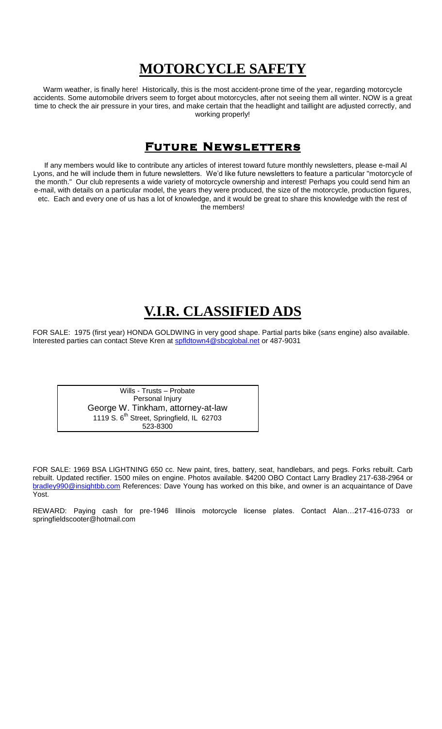# MOTORCYCLE SAFETY

Warm weather, is finally here! Historically, this is the most accident-prone time of the year, regarding motorcycle accidents. Some automobile drivers seem to forget about motorcycles, after not seeing them all winter. NOW is a great time to check the air pressure in your tires, and make certain that the headlight and taillight are adjusted correctly, and working properly!

## Future Newsletters

If any members would like to contribute any articles of interest toward future monthly newsletters, please e-mail Al Lyons, and he will include them in future newsletters. We'd like future newsletters to feature a particular "motorcycle of the month." Our club represents a wide variety of motorcycle ownership and interest! Perhaps you could send him an e-mail, with details on a particular model, the years they were produced, the size of the motorcycle, production figures, etc. Each and every one of us has a lot of knowledge, and it would be great to share this knowledge with the rest of the members!

# V.I.R. CLASSIFIED ADS

FOR SALE: 1975 (first year) HONDA GOLDWING in very good shape. Partial parts bike (*sans* engine) also available. Interested parties can contact Steve Kren at spfldtown4@sbcglobal.net or 487-9031

Wills - Trusts – Probate
Personal Injury
George W. Tinkham, attorney-at-law
1119 S. 6th Street, Springfield, IL 62703
523-8300

FOR SALE: 1969 BSA LIGHTNING 650 cc. New paint, tires, battery, seat, handlebars, and pegs. Forks rebuilt. Carb rebuilt. Updated rectifier. 1500 miles on engine. Photos available. $4200 OBO Contact Larry Bradley 217-638-2964 or bradley990@insightbb.com References: Dave Young has worked on this bike, and owner is an acquaintance of Dave Yost.

REWARD: Paying cash for pre-1946 Illinois motorcycle license plates. Contact Alan…217-416-0733 or springfieldscooter@hotmail.com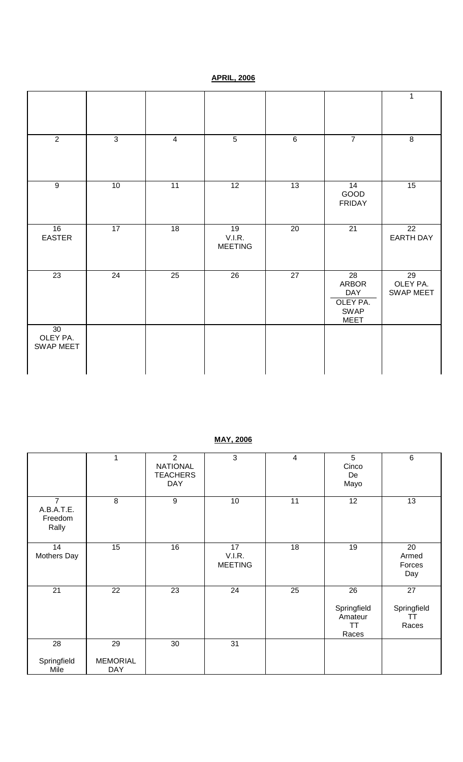**APRIL, 2006**

| | | | | | | |
|---|---|---|---|---|---|---|
| | | | | | | 1 |
| 2 | 3 | 4 | 5 | 6 | 7 | 8 |
| 9 | 10 | 11 | 12 | 13 | 14 GOOD FRIDAY | 15 |
| 16 EASTER | 17 | 18 | 19 V.I.R. MEETING | 20 | 21 | 22 EARTH DAY |
| 23 | 24 | 25 | 26 | 27 | 28 ARBOR DAY / OLEY PA. SWAP MEET | 29 OLEY PA. SWAP MEET |
| 30 OLEY PA. SWAP MEET | | | | | | |

**MAY, 2006**

| | | | | | | |
|---|---|---|---|---|---|---|
| | 1 | 2 NATIONAL TEACHERS DAY | 3 | 4 | 5 Cinco De Mayo | 6 |
| 7 A.B.A.T.E. Freedom Rally | 8 | 9 | 10 | 11 | 12 | 13 |
| 14 Mothers Day | 15 | 16 | 17 V.I.R. MEETING | 18 | 19 | 20 Armed Forces Day |
| 21 | 22 | 23 | 24 | 25 | 26 Springfield Amateur TT Races | 27 Springfield TT Races |
| 28 Springfield Mile | 29 MEMORIAL DAY | 30 | 31 | | | |